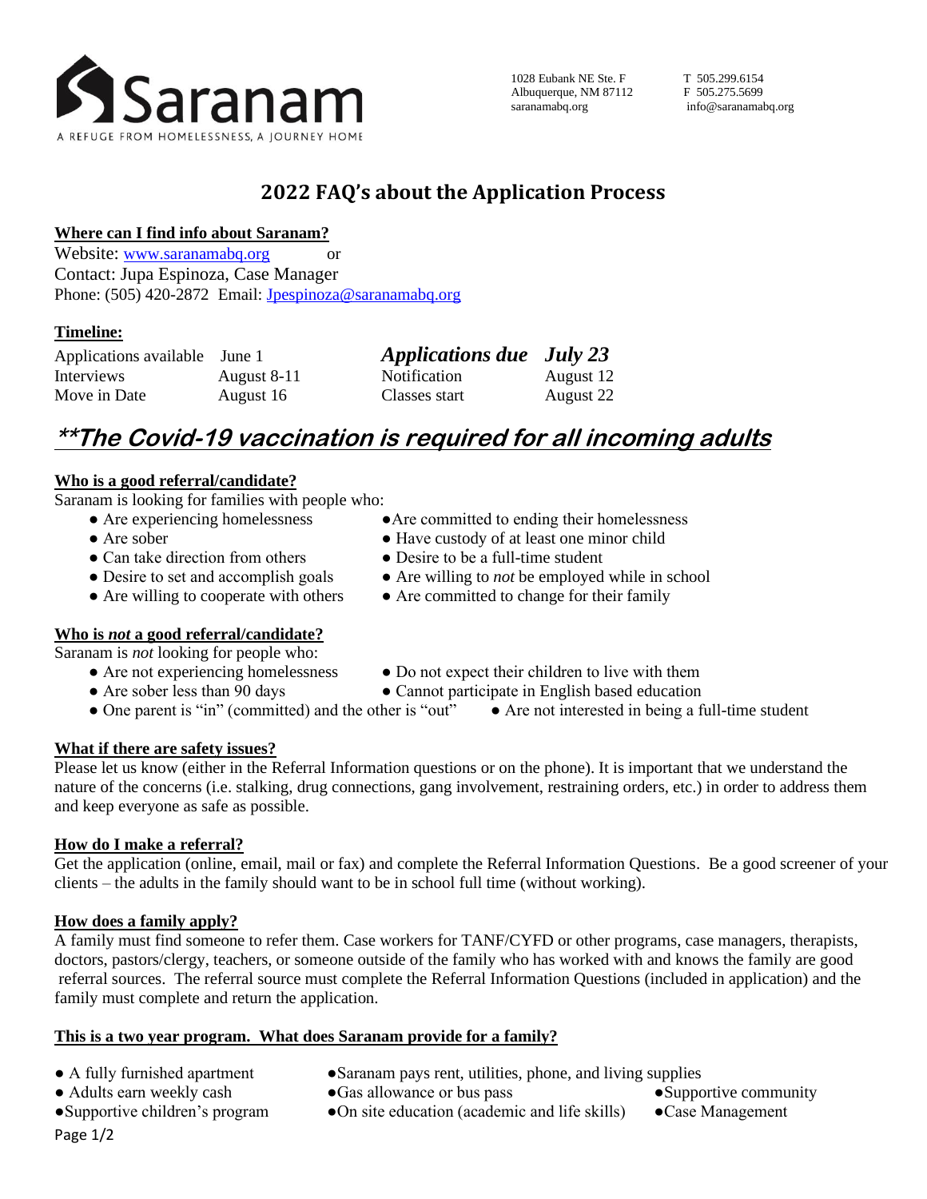Saranam

A REFUGE FROM HOMELESSNESS, A JOURNEY HOME

1028 Eubank NE Ste. F
Albuquerque, NM 87112
saranamabq.org

T 505.299.6154
F 505.275.5699
info@saranamabq.org

# 2022 FAQ's about the Application Process

## Where can I find info about Saranam?

Website: www.saranamabq.org or
Contact: Jupa Espinoza, Case Manager
Phone: (505) 420-2872 Email: Jpespinoza@saranamabq.org

## Timeline:

| | | | |
|---|---|---|---|
| Applications available | June 1 | ***Applications due*** | ***July 23*** |
| Interviews | August 8-11 | Notification | August 12 |
| Move in Date | August 16 | Classes start | August 22 |

# **The Covid-19 vaccination is required for all incoming adults

## Who is a good referral/candidate?

Saranam is looking for families with people who:

- Are experiencing homelessness
- Are sober
- Can take direction from others
- Desire to set and accomplish goals
- Are willing to cooperate with others
- Are committed to ending their homelessness
- Have custody of at least one minor child
- Desire to be a full-time student
- Are willing to *not* be employed while in school
- Are committed to change for their family

## Who is *not* a good referral/candidate?

Saranam is *not* looking for people who:

- Are not experiencing homelessness
- Are sober less than 90 days
- One parent is "in" (committed) and the other is "out"
- Do not expect their children to live with them
- Cannot participate in English based education
- Are not interested in being a full-time student

## What if there are safety issues?

Please let us know (either in the Referral Information questions or on the phone). It is important that we understand the nature of the concerns (i.e. stalking, drug connections, gang involvement, restraining orders, etc.) in order to address them and keep everyone as safe as possible.

## How do I make a referral?

Get the application (online, email, mail or fax) and complete the Referral Information Questions. Be a good screener of your clients – the adults in the family should want to be in school full time (without working).

## How does a family apply?

A family must find someone to refer them. Case workers for TANF/CYFD or other programs, case managers, therapists, doctors, pastors/clergy, teachers, or someone outside of the family who has worked with and knows the family are good referral sources. The referral source must complete the Referral Information Questions (included in application) and the family must complete and return the application.

## This is a two year program. What does Saranam provide for a family?

- A fully furnished apartment
- Adults earn weekly cash
- Supportive children's program
- Saranam pays rent, utilities, phone, and living supplies
- Gas allowance or bus pass
- On site education (academic and life skills)
- Supportive community
- Case Management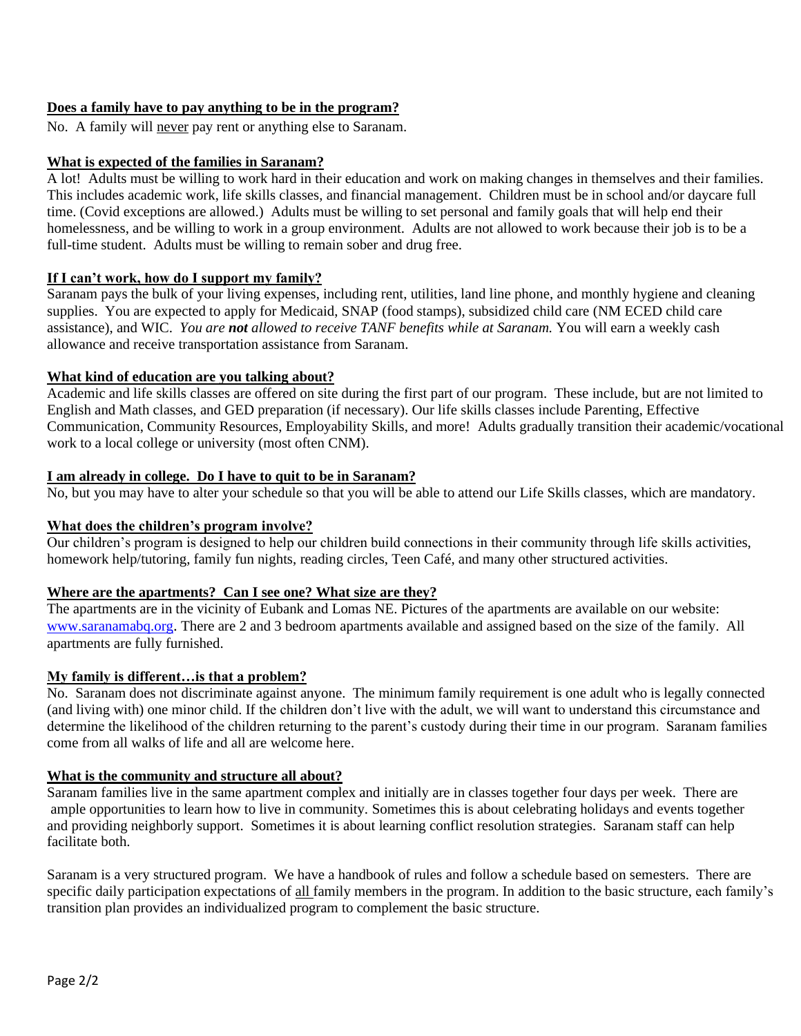**Does a family have to pay anything to be in the program?**

No. A family will never pay rent or anything else to Saranam.

**What is expected of the families in Saranam?**

A lot! Adults must be willing to work hard in their education and work on making changes in themselves and their families. This includes academic work, life skills classes, and financial management. Children must be in school and/or daycare full time. (Covid exceptions are allowed.) Adults must be willing to set personal and family goals that will help end their homelessness, and be willing to work in a group environment. Adults are not allowed to work because their job is to be a full-time student. Adults must be willing to remain sober and drug free.

**If I can't work, how do I support my family?**

Saranam pays the bulk of your living expenses, including rent, utilities, land line phone, and monthly hygiene and cleaning supplies. You are expected to apply for Medicaid, SNAP (food stamps), subsidized child care (NM ECED child care assistance), and WIC. *You are **not** allowed to receive TANF benefits while at Saranam.* You will earn a weekly cash allowance and receive transportation assistance from Saranam.

**What kind of education are you talking about?**

Academic and life skills classes are offered on site during the first part of our program. These include, but are not limited to English and Math classes, and GED preparation (if necessary). Our life skills classes include Parenting, Effective Communication, Community Resources, Employability Skills, and more! Adults gradually transition their academic/vocational work to a local college or university (most often CNM).

**I am already in college. Do I have to quit to be in Saranam?**

No, but you may have to alter your schedule so that you will be able to attend our Life Skills classes, which are mandatory.

**What does the children's program involve?**

Our children's program is designed to help our children build connections in their community through life skills activities, homework help/tutoring, family fun nights, reading circles, Teen Café, and many other structured activities.

**Where are the apartments? Can I see one? What size are they?**

The apartments are in the vicinity of Eubank and Lomas NE. Pictures of the apartments are available on our website: [www.saranamabq.org](http://www.saranamabq.org). There are 2 and 3 bedroom apartments available and assigned based on the size of the family. All apartments are fully furnished.

**My family is different…is that a problem?**

No. Saranam does not discriminate against anyone. The minimum family requirement is one adult who is legally connected (and living with) one minor child. If the children don't live with the adult, we will want to understand this circumstance and determine the likelihood of the children returning to the parent's custody during their time in our program. Saranam families come from all walks of life and all are welcome here.

**What is the community and structure all about?**

Saranam families live in the same apartment complex and initially are in classes together four days per week. There are ample opportunities to learn how to live in community. Sometimes this is about celebrating holidays and events together and providing neighborly support. Sometimes it is about learning conflict resolution strategies. Saranam staff can help facilitate both.

Saranam is a very structured program. We have a handbook of rules and follow a schedule based on semesters. There are specific daily participation expectations of all family members in the program. In addition to the basic structure, each family's transition plan provides an individualized program to complement the basic structure.